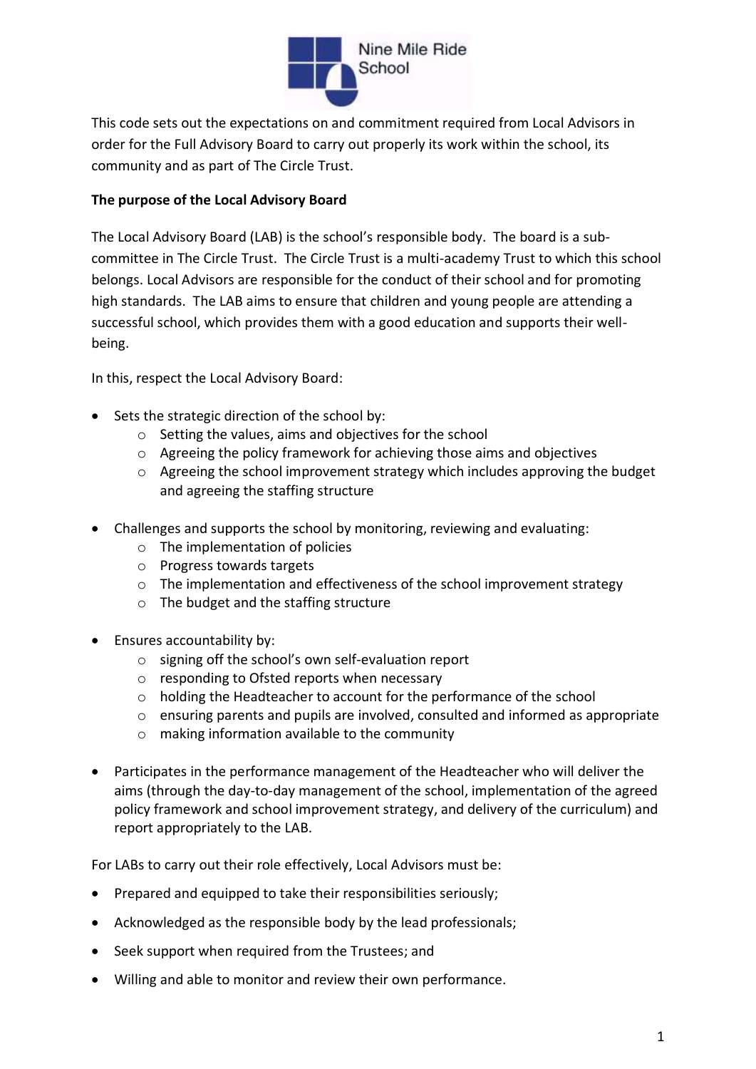This code sets out the expectations on and commitment required from Local Advisors in order for the Full Advisory Board to carry out properly its work within the school, its community and as part of The Circle Trust.

**The purpose of the Local Advisory Board**

The Local Advisory Board (LAB) is the school's responsible body. The board is a sub-committee in The Circle Trust. The Circle Trust is a multi-academy Trust to which this school belongs. Local Advisors are responsible for the conduct of their school and for promoting high standards. The LAB aims to ensure that children and young people are attending a successful school, which provides them with a good education and supports their well-being.

In this, respect the Local Advisory Board:

- Sets the strategic direction of the school by:
  - Setting the values, aims and objectives for the school
  - Agreeing the policy framework for achieving those aims and objectives
  - Agreeing the school improvement strategy which includes approving the budget and agreeing the staffing structure

- Challenges and supports the school by monitoring, reviewing and evaluating:
  - The implementation of policies
  - Progress towards targets
  - The implementation and effectiveness of the school improvement strategy
  - The budget and the staffing structure

- Ensures accountability by:
  - signing off the school's own self-evaluation report
  - responding to Ofsted reports when necessary
  - holding the Headteacher to account for the performance of the school
  - ensuring parents and pupils are involved, consulted and informed as appropriate
  - making information available to the community

- Participates in the performance management of the Headteacher who will deliver the aims (through the day-to-day management of the school, implementation of the agreed policy framework and school improvement strategy, and delivery of the curriculum) and report appropriately to the LAB.

For LABs to carry out their role effectively, Local Advisors must be:

- Prepared and equipped to take their responsibilities seriously;
- Acknowledged as the responsible body by the lead professionals;
- Seek support when required from the Trustees; and
- Willing and able to monitor and review their own performance.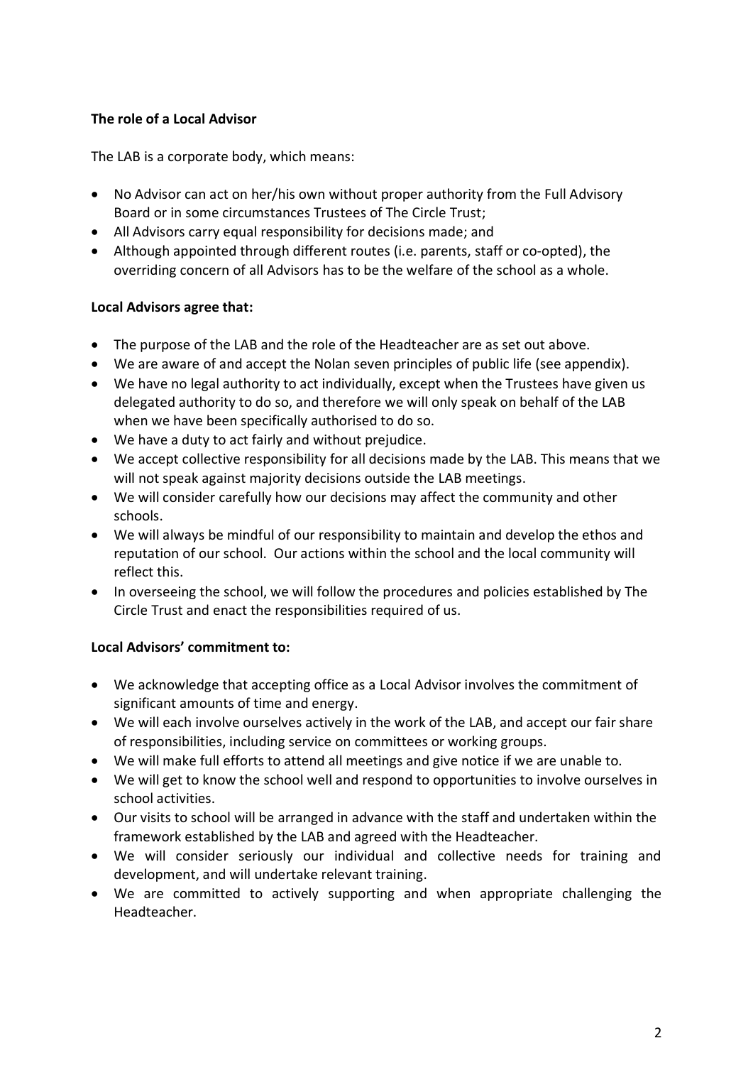**The role of a Local Advisor**

The LAB is a corporate body, which means:

- No Advisor can act on her/his own without proper authority from the Full Advisory Board or in some circumstances Trustees of The Circle Trust;
- All Advisors carry equal responsibility for decisions made; and
- Although appointed through different routes (i.e. parents, staff or co-opted), the overriding concern of all Advisors has to be the welfare of the school as a whole.

**Local Advisors agree that:**

- The purpose of the LAB and the role of the Headteacher are as set out above.
- We are aware of and accept the Nolan seven principles of public life (see appendix).
- We have no legal authority to act individually, except when the Trustees have given us delegated authority to do so, and therefore we will only speak on behalf of the LAB when we have been specifically authorised to do so.
- We have a duty to act fairly and without prejudice.
- We accept collective responsibility for all decisions made by the LAB. This means that we will not speak against majority decisions outside the LAB meetings.
- We will consider carefully how our decisions may affect the community and other schools.
- We will always be mindful of our responsibility to maintain and develop the ethos and reputation of our school. Our actions within the school and the local community will reflect this.
- In overseeing the school, we will follow the procedures and policies established by The Circle Trust and enact the responsibilities required of us.

**Local Advisors' commitment to:**

- We acknowledge that accepting office as a Local Advisor involves the commitment of significant amounts of time and energy.
- We will each involve ourselves actively in the work of the LAB, and accept our fair share of responsibilities, including service on committees or working groups.
- We will make full efforts to attend all meetings and give notice if we are unable to.
- We will get to know the school well and respond to opportunities to involve ourselves in school activities.
- Our visits to school will be arranged in advance with the staff and undertaken within the framework established by the LAB and agreed with the Headteacher.
- We will consider seriously our individual and collective needs for training and development, and will undertake relevant training.
- We are committed to actively supporting and when appropriate challenging the Headteacher.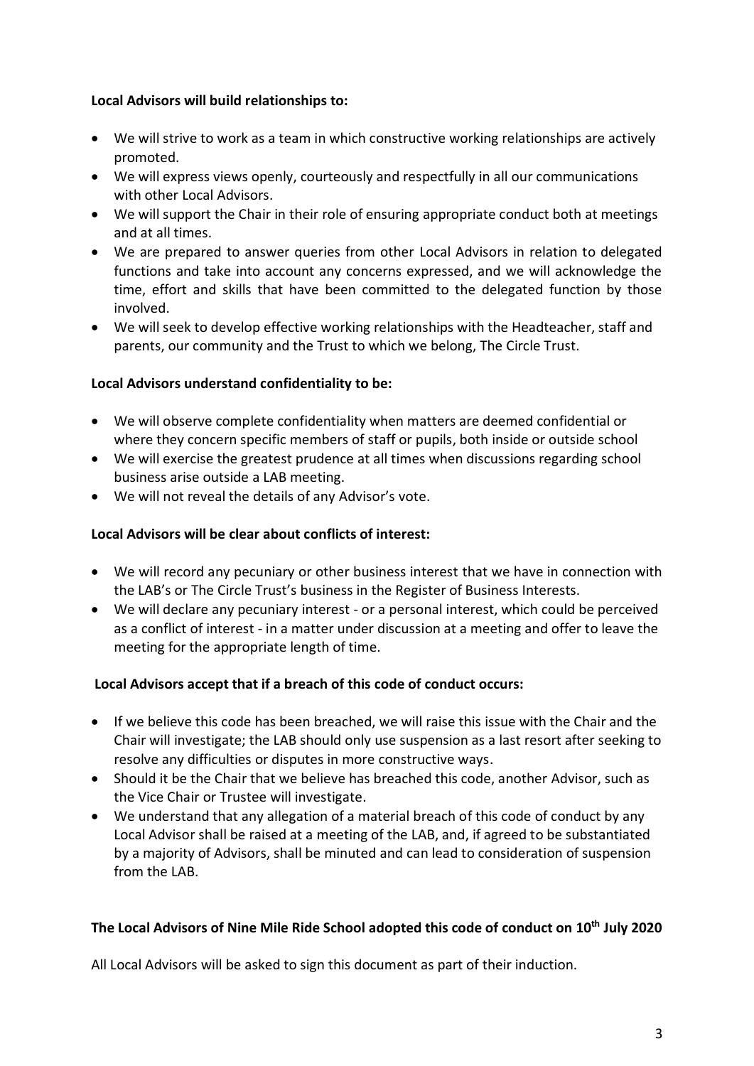**Local Advisors will build relationships to:**

- We will strive to work as a team in which constructive working relationships are actively promoted.
- We will express views openly, courteously and respectfully in all our communications with other Local Advisors.
- We will support the Chair in their role of ensuring appropriate conduct both at meetings and at all times.
- We are prepared to answer queries from other Local Advisors in relation to delegated functions and take into account any concerns expressed, and we will acknowledge the time, effort and skills that have been committed to the delegated function by those involved.
- We will seek to develop effective working relationships with the Headteacher, staff and parents, our community and the Trust to which we belong, The Circle Trust.

**Local Advisors understand confidentiality to be:**

- We will observe complete confidentiality when matters are deemed confidential or where they concern specific members of staff or pupils, both inside or outside school
- We will exercise the greatest prudence at all times when discussions regarding school business arise outside a LAB meeting.
- We will not reveal the details of any Advisor's vote.

**Local Advisors will be clear about conflicts of interest:**

- We will record any pecuniary or other business interest that we have in connection with the LAB's or The Circle Trust's business in the Register of Business Interests.
- We will declare any pecuniary interest - or a personal interest, which could be perceived as a conflict of interest - in a matter under discussion at a meeting and offer to leave the meeting for the appropriate length of time.

**Local Advisors accept that if a breach of this code of conduct occurs:**

- If we believe this code has been breached, we will raise this issue with the Chair and the Chair will investigate; the LAB should only use suspension as a last resort after seeking to resolve any difficulties or disputes in more constructive ways.
- Should it be the Chair that we believe has breached this code, another Advisor, such as the Vice Chair or Trustee will investigate.
- We understand that any allegation of a material breach of this code of conduct by any Local Advisor shall be raised at a meeting of the LAB, and, if agreed to be substantiated by a majority of Advisors, shall be minuted and can lead to consideration of suspension from the LAB.

**The Local Advisors of Nine Mile Ride School adopted this code of conduct on 10th July 2020**

All Local Advisors will be asked to sign this document as part of their induction.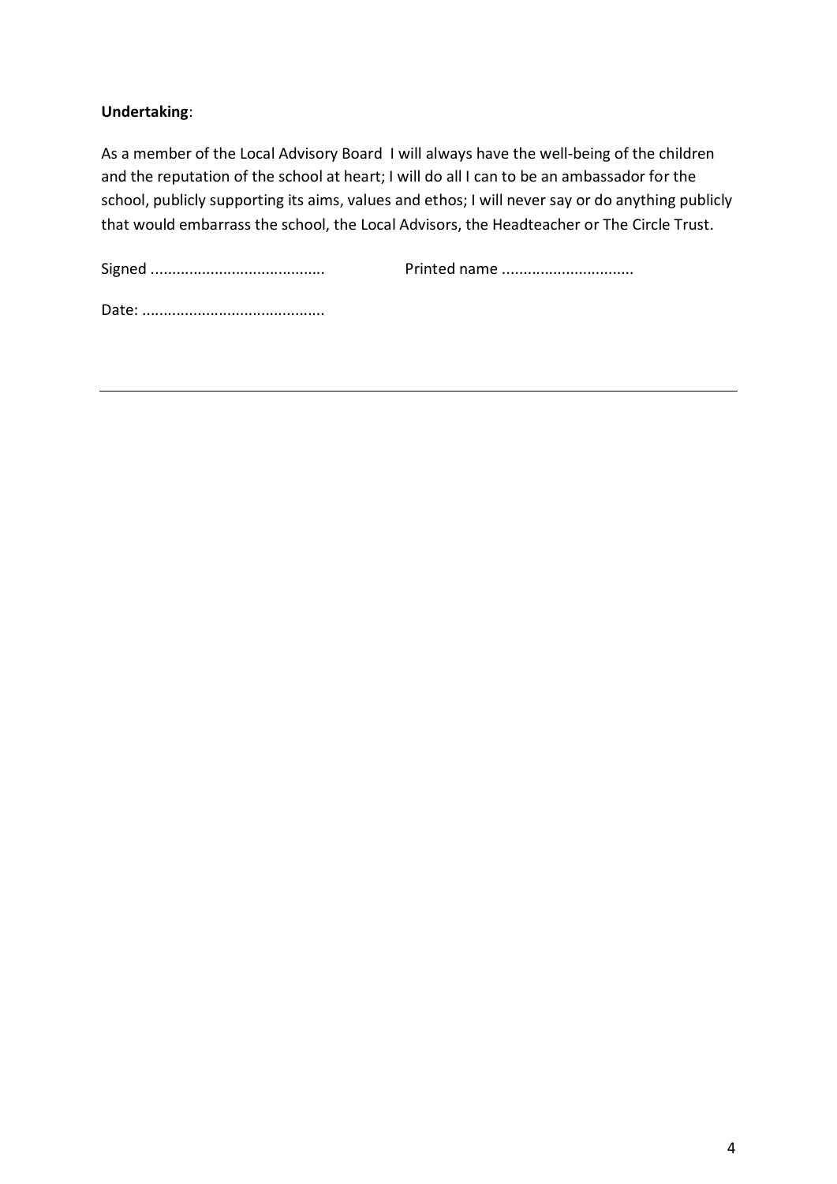**Undertaking**:

As a member of the Local Advisory Board I will always have the well-being of the children and the reputation of the school at heart; I will do all I can to be an ambassador for the school, publicly supporting its aims, values and ethos; I will never say or do anything publicly that would embarrass the school, the Local Advisors, the Headteacher or The Circle Trust.

Signed ......................................... Printed name ...............................

Date: ...........................................

---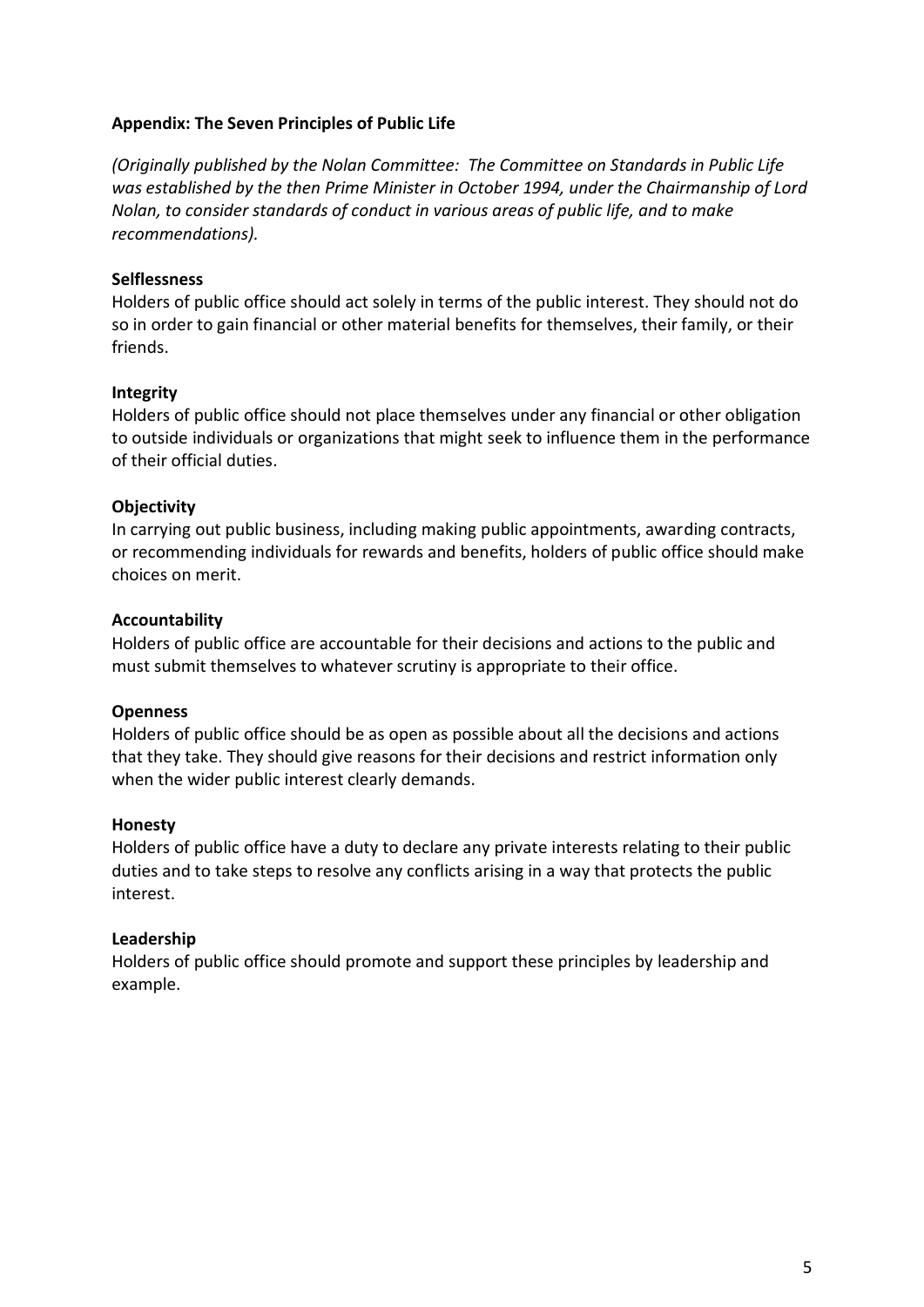## Appendix: The Seven Principles of Public Life

*(Originally published by the Nolan Committee: The Committee on Standards in Public Life was established by the then Prime Minister in October 1994, under the Chairmanship of Lord Nolan, to consider standards of conduct in various areas of public life, and to make recommendations).*

### Selflessness

Holders of public office should act solely in terms of the public interest. They should not do so in order to gain financial or other material benefits for themselves, their family, or their friends.

### Integrity

Holders of public office should not place themselves under any financial or other obligation to outside individuals or organizations that might seek to influence them in the performance of their official duties.

### Objectivity

In carrying out public business, including making public appointments, awarding contracts, or recommending individuals for rewards and benefits, holders of public office should make choices on merit.

### Accountability

Holders of public office are accountable for their decisions and actions to the public and must submit themselves to whatever scrutiny is appropriate to their office.

### Openness

Holders of public office should be as open as possible about all the decisions and actions that they take. They should give reasons for their decisions and restrict information only when the wider public interest clearly demands.

### Honesty

Holders of public office have a duty to declare any private interests relating to their public duties and to take steps to resolve any conflicts arising in a way that protects the public interest.

### Leadership

Holders of public office should promote and support these principles by leadership and example.